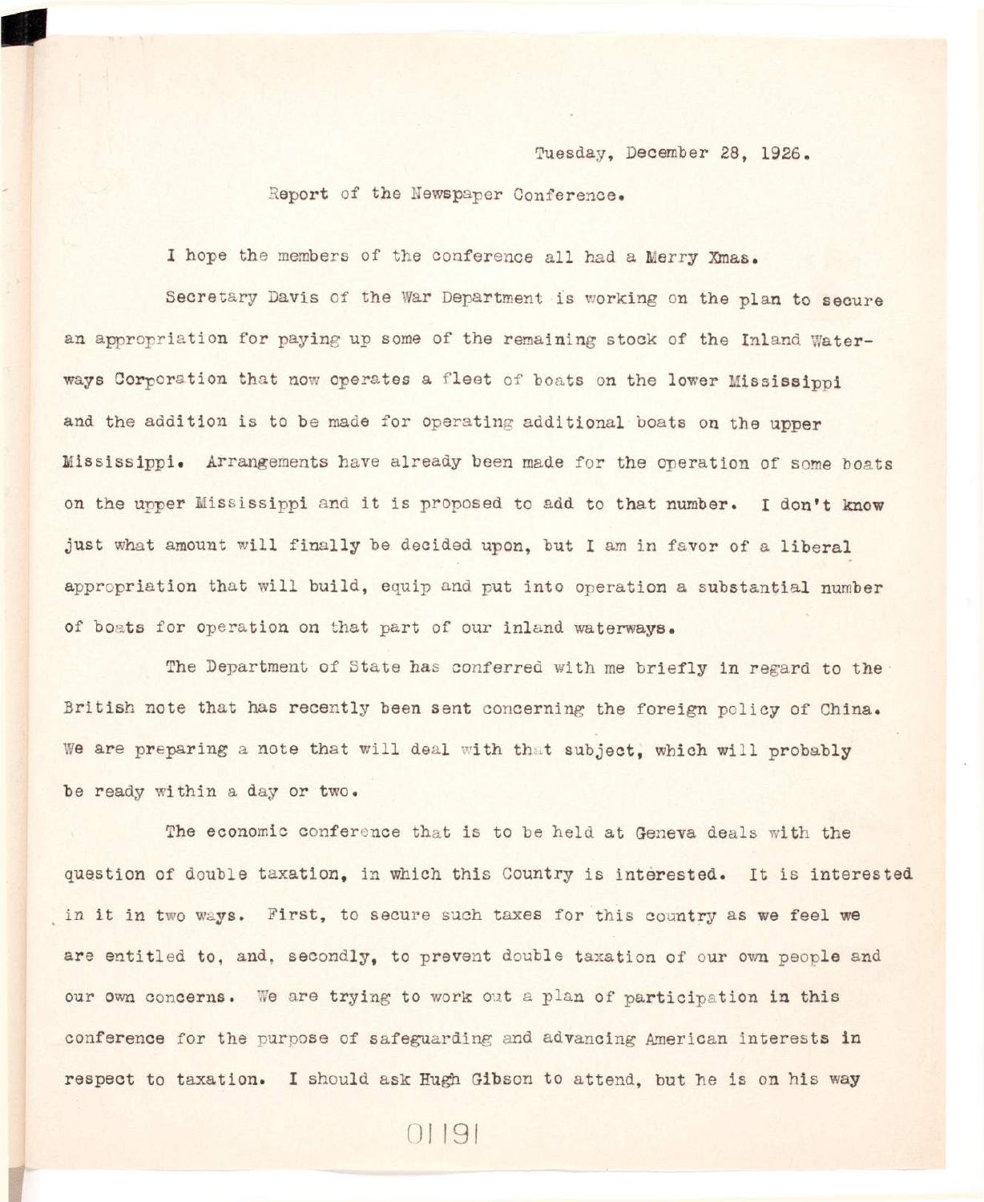Tuesday, December 28, 1926.

Report of the Newspaper Conference.

I hope the members of the conference all had a Merry Xmas.

Secretary Davis of the War Department is working on the plan to secure an appropriation for paying up some of the remaining stock of the Inland Waterways Corporation that now operates a fleet of boats on the lower Mississippi and the addition is to be made for operating additional boats on the upper Mississippi. Arrangements have already been made for the operation of some boats on the upper Mississippi and it is proposed to add to that number. I don't know just what amount will finally be decided upon, but I am in favor of a liberal appropriation that will build, equip and put into operation a substantial number of boats for operation on that part of our inland waterways.

The Department of State has conferred with me briefly in regard to the British note that has recently been sent concerning the foreign policy of China. We are preparing a note that will deal with that subject, which will probably be ready within a day or two.

The economic conference that is to be held at Geneva deals with the question of double taxation, in which this Country is interested. It is interested in it in two ways. First, to secure such taxes for this country as we feel we are entitled to, and, secondly, to prevent double taxation of our own people and our own concerns. We are trying to work out a plan of participation in this conference for the purpose of safeguarding and advancing American interests in respect to taxation. I should ask Hugh Gibson to attend, but he is on his way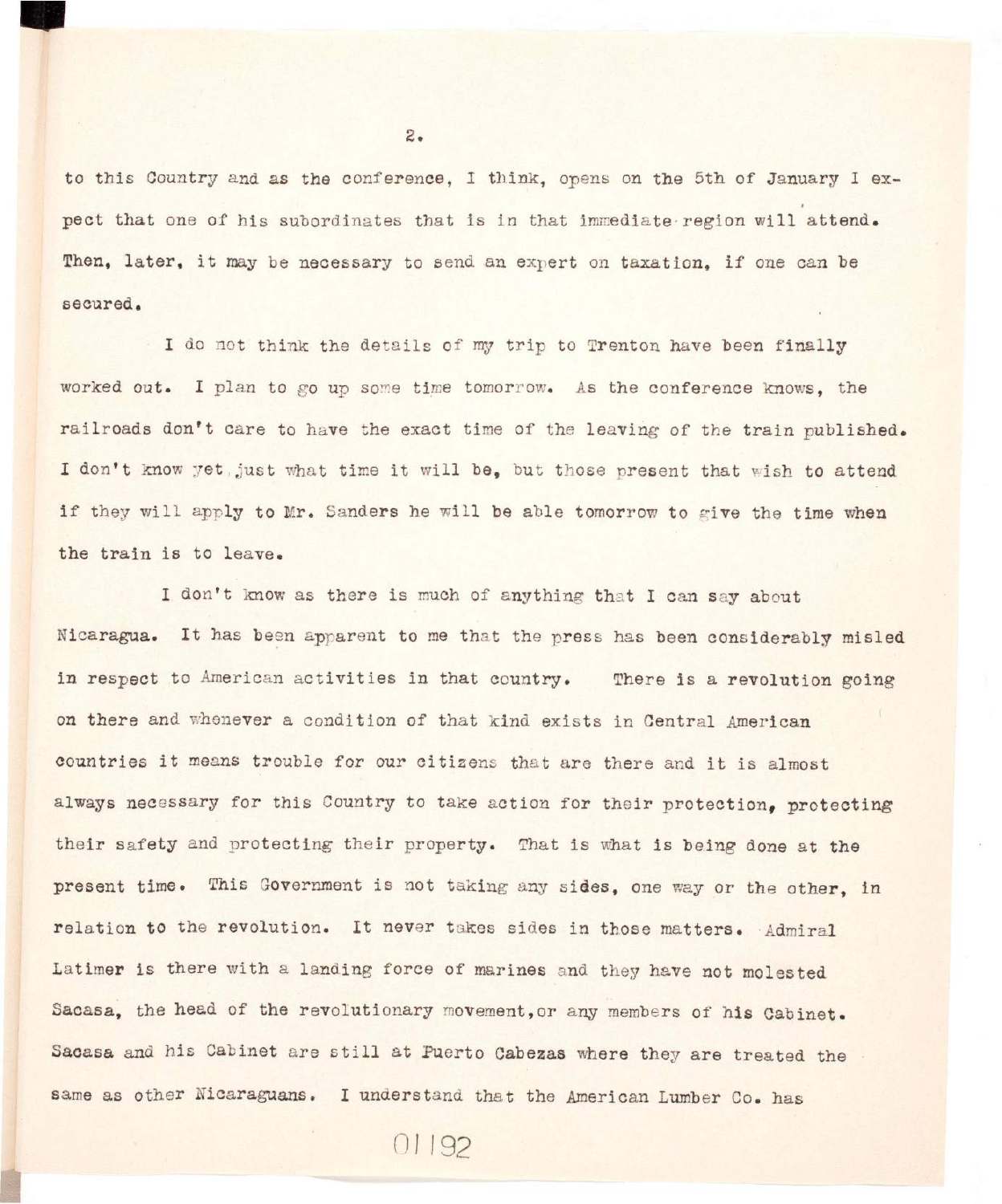to this Country and as the conference, I think, opens on the 5th of January I expect that one of his subordinates that is in that immediate region will attend. Then, later, it may be necessary to send an expert on taxation, if one can be secured.

I do not think the details of my trip to Trenton have been finally worked out. I plan to go up some time tomorrow. As the conference knows, the railroads don't care to have the exact time of the leaving of the train published. I don't know yet just what time it will be, but those present that wish to attend if they will apply to Mr. Sanders he will be able tomorrow to give the time when the train is to leave.

I don't know as there is much of anything that I can say about Nicaragua. It has been apparent to me that the press has been considerably misled in respect to American activities in that country. There is a revolution going on there and whenever a condition of that kind exists in Central American countries it means trouble for our citizens that are there and it is almost always necessary for this Country to take action for their protection, protecting their safety and protecting their property. That is what is being done at the present time. This Government is not taking any sides, one way or the other, in relation to the revolution. It never takes sides in those matters. Admiral Latimer is there with a landing force of marines and they have not molested Sacasa, the head of the revolutionary movement, or any members of his Cabinet. Sacasa and his Cabinet are still at Puerto Cabezas where they are treated the same as other Nicaraguans. I understand that the American Lumber Co. has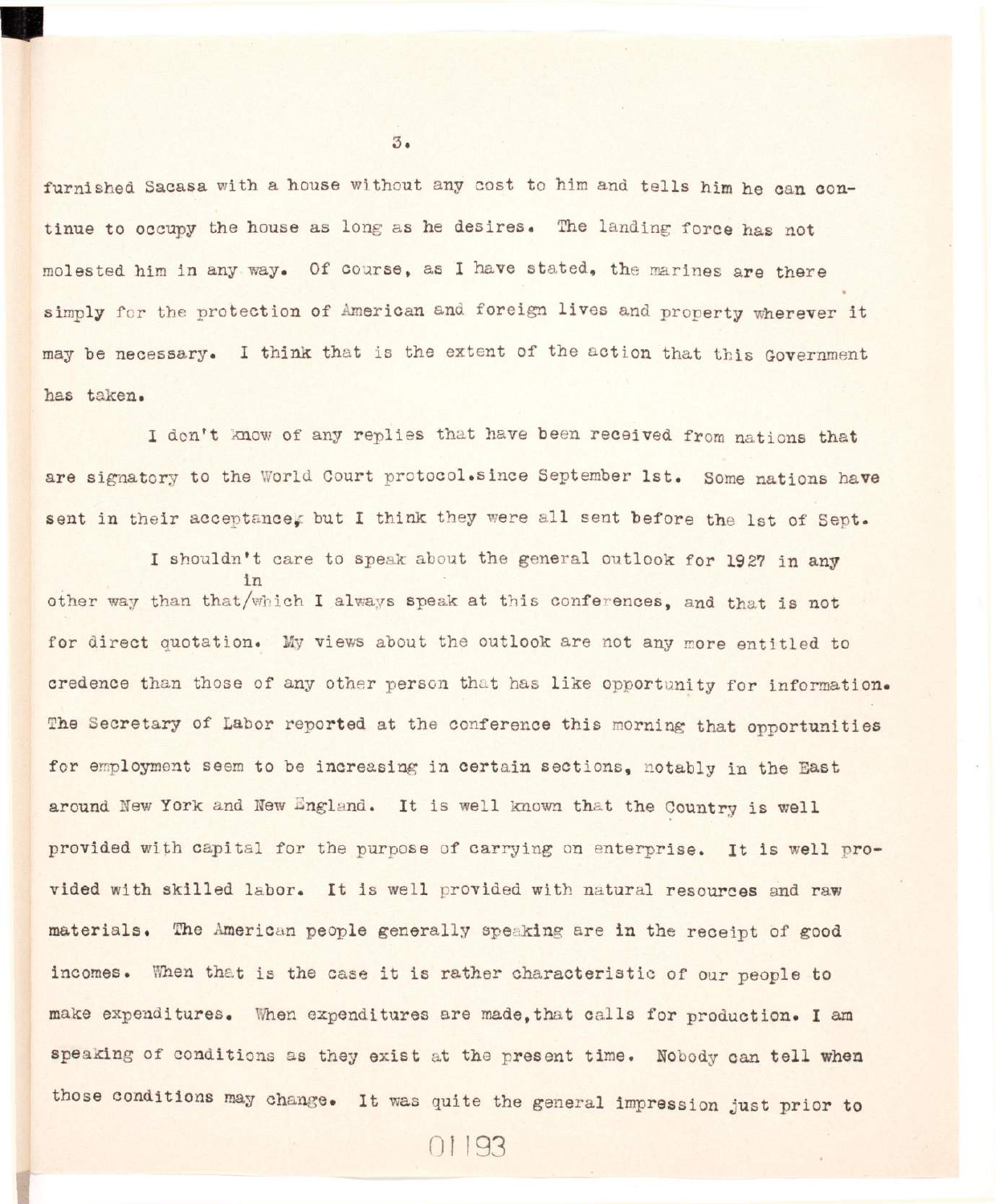furnished Sacasa with a house without any cost to him and tells him he can continue to occupy the house as long as he desires. The landing force has not molested him in any way. Of course, as I have stated, the marines are there simply for the protection of American and foreign lives and property wherever it may be necessary. I think that is the extent of the action that this Government has taken.

I don't know of any replies that have been received from nations that are signatory to the World Court protocol.since September 1st. Some nations have sent in their acceptance, but I think they were all sent before the 1st of Sept.

I shouldn't care to speak about the general outlook for 1927 in any other way than that in which I always speak at this conferences, and that is not for direct quotation. My views about the outlook are not any more entitled to credence than those of any other person that has like opportunity for information. The Secretary of Labor reported at the conference this morning that opportunities for employment seem to be increasing in certain sections, notably in the East around New York and New England. It is well known that the Country is well provided with capital for the purpose of carrying on enterprise. It is well provided with skilled labor. It is well provided with natural resources and raw materials. The American people generally speaking are in the receipt of good incomes. When that is the case it is rather characteristic of our people to make expenditures. When expenditures are made, that calls for production. I am speaking of conditions as they exist at the present time. Nobody can tell when those conditions may change. It was quite the general impression just prior to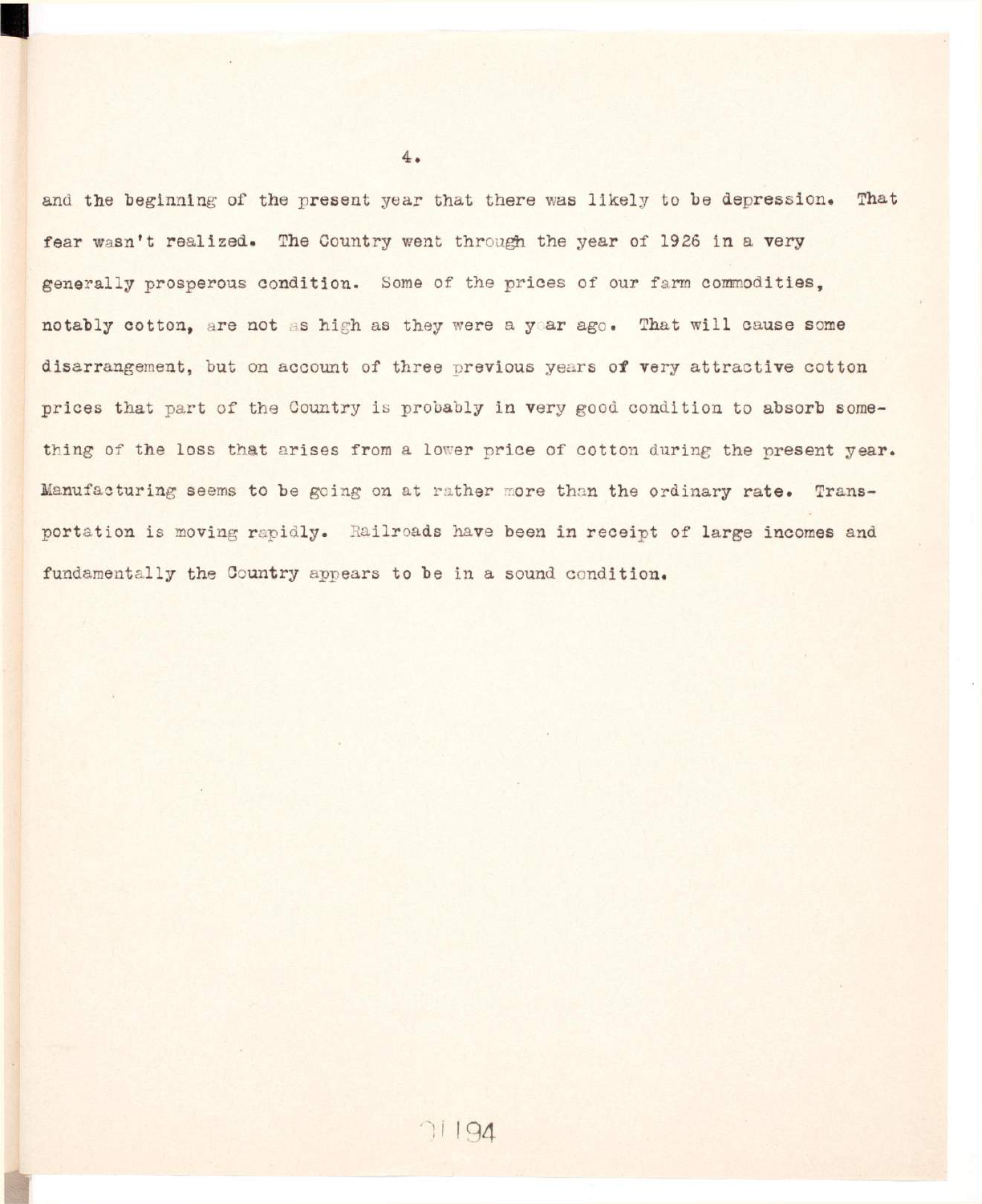and the beginning of the present year that there was likely to be depression. That fear wasn't realized. The Country went through the year of 1926 in a very generally prosperous condition. Some of the prices of our farm commodities, notably cotton, are not as high as they were a year ago. That will cause some disarrangement, but on account of three previous years of very attractive cotton prices that part of the Country is probably in very good condition to absorb something of the loss that arises from a lower price of cotton during the present year. Manufacturing seems to be going on at rather more than the ordinary rate. Transportation is moving rapidly. Railroads have been in receipt of large incomes and fundamentally the Country appears to be in a sound condition.